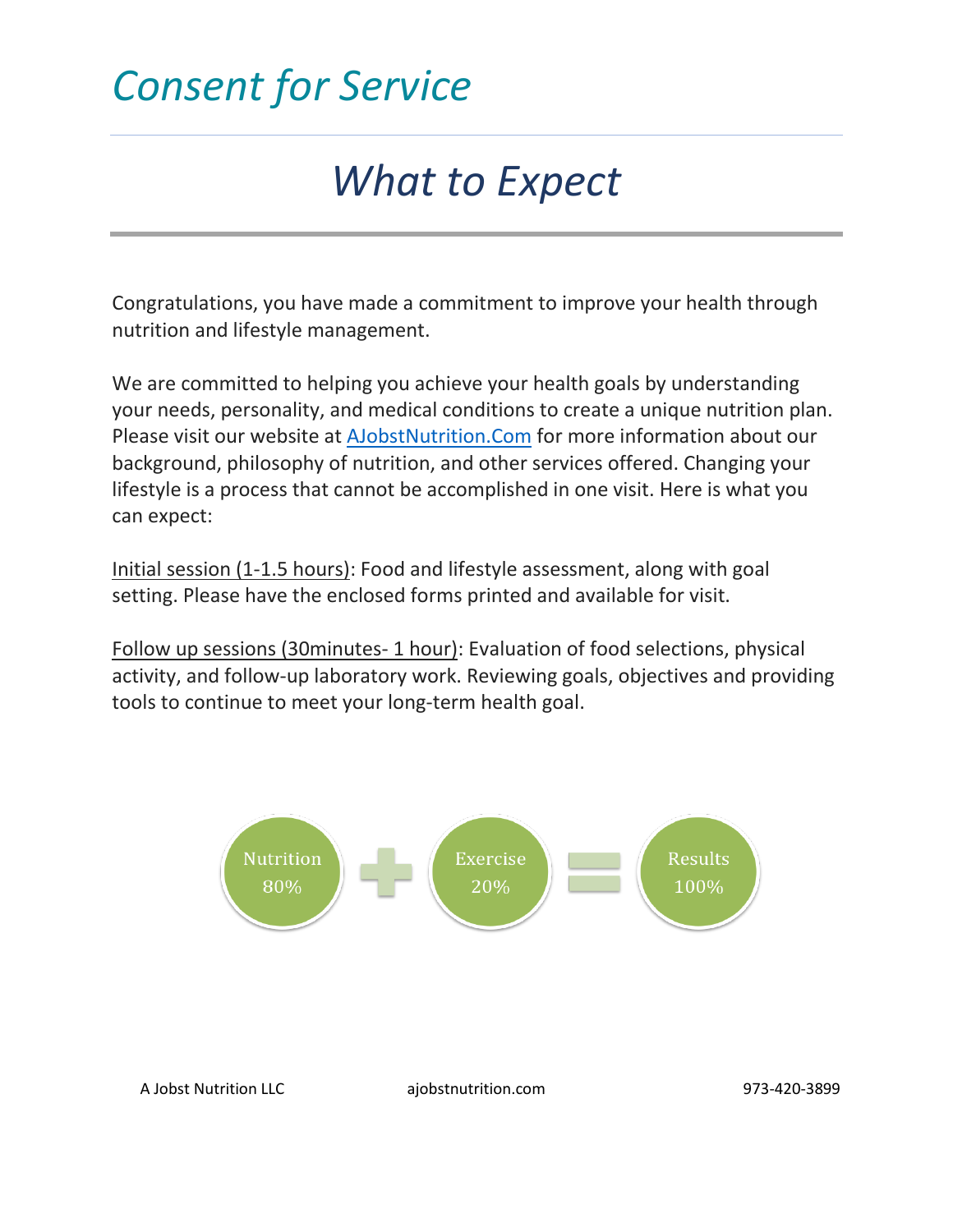# *Consent for Service*

## *What to Expect*

Congratulations, you have made a commitment to improve your health through nutrition and lifestyle management.

We are committed to helping you achieve your health goals by understanding your needs, personality, and medical conditions to create a unique nutrition plan. Please visit our website at [AJobstNutrition.Com](http://AJobstNutrition.Com) for more information about our background, philosophy of nutrition, and other services offered. Changing your lifestyle is a process that cannot be accomplished in one visit. Here is what you can expect:

Initial session (1-1.5 hours): Food and lifestyle assessment, along with goal setting. Please have the enclosed forms printed and available for visit.

Follow up sessions (30minutes- 1 hour): Evaluation of food selections, physical activity, and follow-up laboratory work. Reviewing goals, objectives and providing tools to continue to meet your long-term health goal.

Nutrition 80% + Exercise 20% = Results 100%

A Jobst Nutrition LLC ajobstnutrition.com 973-420-3899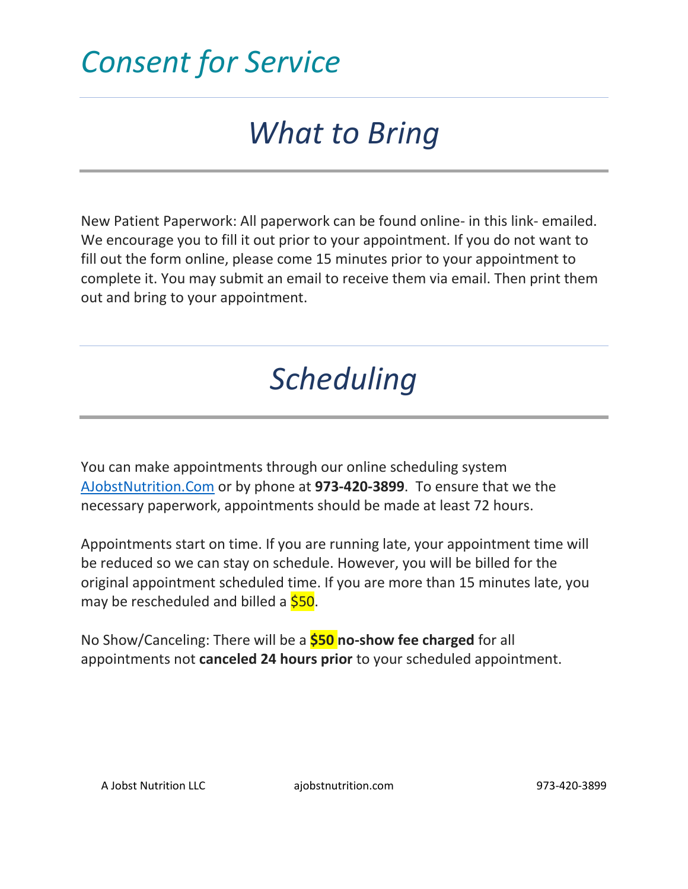# *Consent for Service*

## *What to Bring*

New Patient Paperwork: All paperwork can be found online- in this link- emailed. We encourage you to fill it out prior to your appointment. If you do not want to fill out the form online, please come 15 minutes prior to your appointment to complete it. You may submit an email to receive them via email. Then print them out and bring to your appointment.

## *Scheduling*

You can make appointments through our online scheduling system AJobstNutrition.Com or by phone at **973-420-3899**. To ensure that we the necessary paperwork, appointments should be made at least 72 hours.

Appointments start on time. If you are running late, your appointment time will be reduced so we can stay on schedule. However, you will be billed for the original appointment scheduled time. If you are more than 15 minutes late, you may be rescheduled and billed a $50.

No Show/Canceling: There will be a **$50 no-show fee charged** for all appointments not **canceled 24 hours prior** to your scheduled appointment.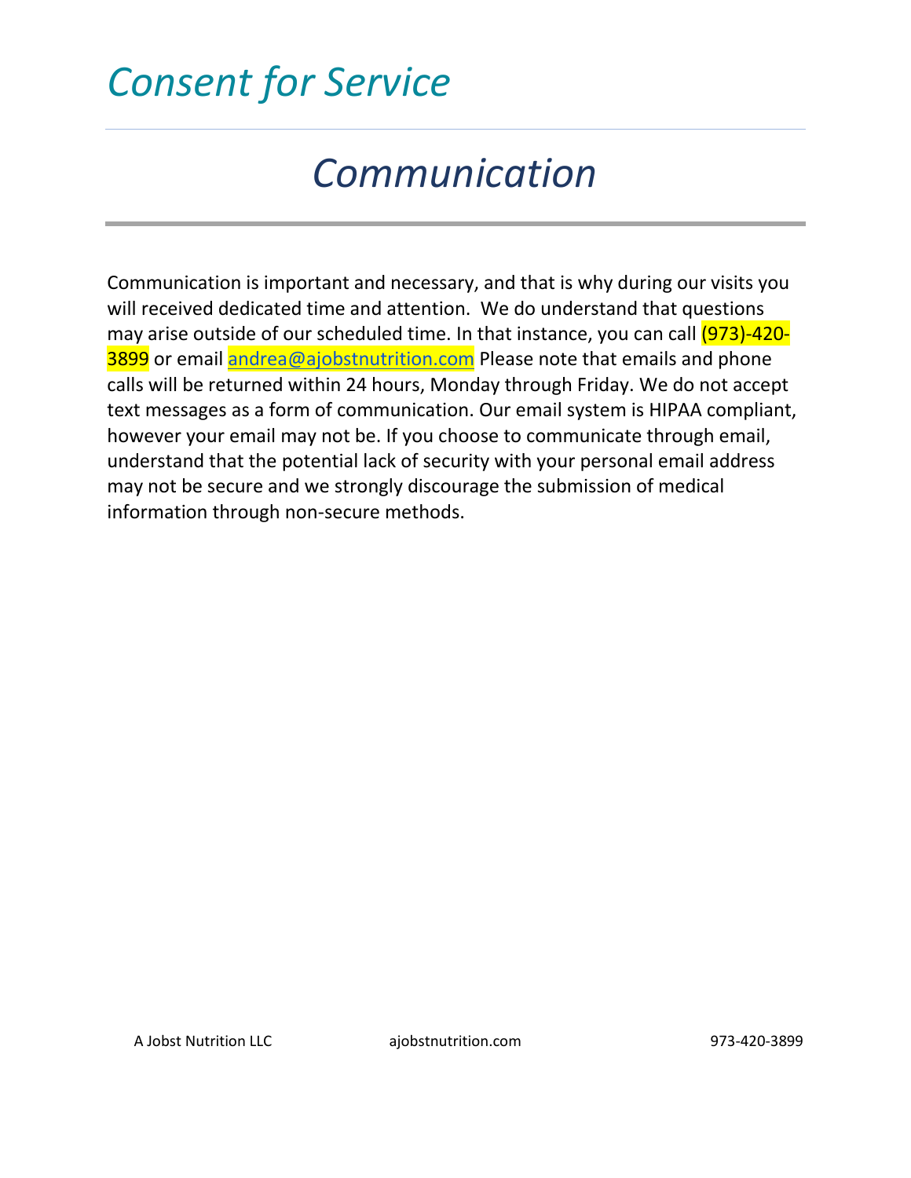# *Consent for Service*

## *Communication*

Communication is important and necessary, and that is why during our visits you will received dedicated time and attention. We do understand that questions may arise outside of our scheduled time. In that instance, you can call (973)-420-3899 or email andrea@ajobstnutrition.com Please note that emails and phone calls will be returned within 24 hours, Monday through Friday. We do not accept text messages as a form of communication. Our email system is HIPAA compliant, however your email may not be. If you choose to communicate through email, understand that the potential lack of security with your personal email address may not be secure and we strongly discourage the submission of medical information through non-secure methods.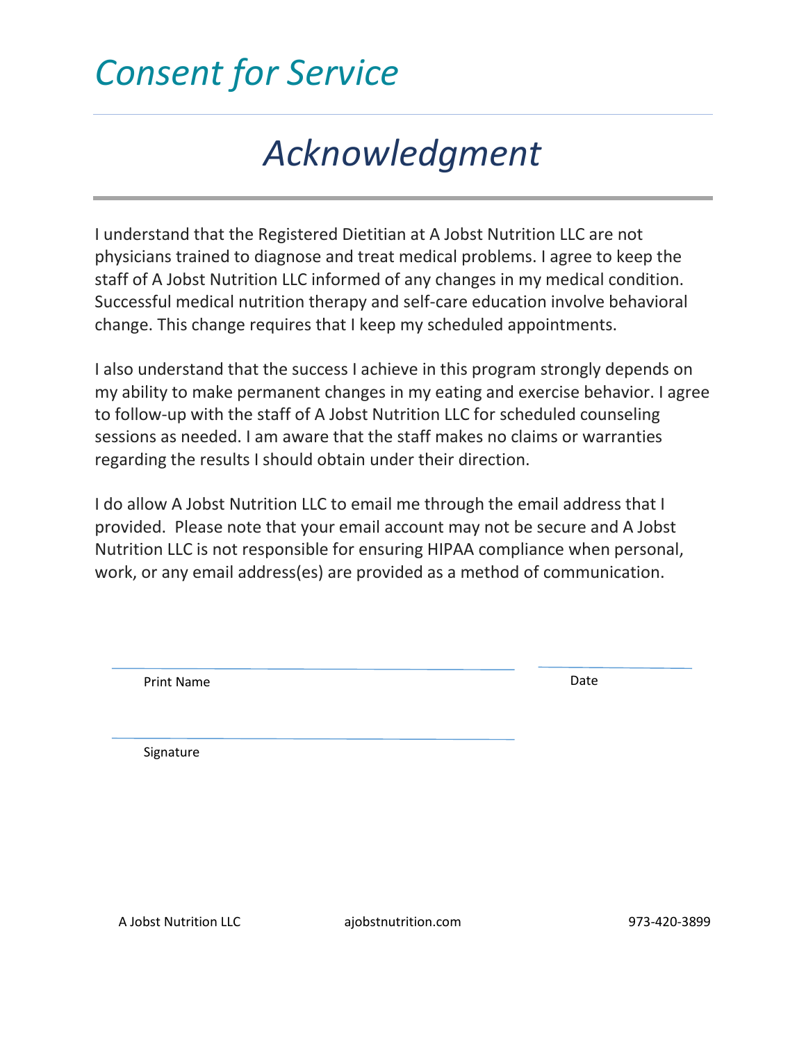# *Consent for Service*

## *Acknowledgment*

I understand that the Registered Dietitian at A Jobst Nutrition LLC are not physicians trained to diagnose and treat medical problems. I agree to keep the staff of A Jobst Nutrition LLC informed of any changes in my medical condition. Successful medical nutrition therapy and self-care education involve behavioral change. This change requires that I keep my scheduled appointments.

I also understand that the success I achieve in this program strongly depends on my ability to make permanent changes in my eating and exercise behavior. I agree to follow-up with the staff of A Jobst Nutrition LLC for scheduled counseling sessions as needed. I am aware that the staff makes no claims or warranties regarding the results I should obtain under their direction.

I do allow A Jobst Nutrition LLC to email me through the email address that I provided. Please note that your email account may not be secure and A Jobst Nutrition LLC is not responsible for ensuring HIPAA compliance when personal, work, or any email address(es) are provided as a method of communication.

______________________________ ______________

Print Name Date

______________________________

Signature

A Jobst Nutrition LLC ajobstnutrition.com 973-420-3899